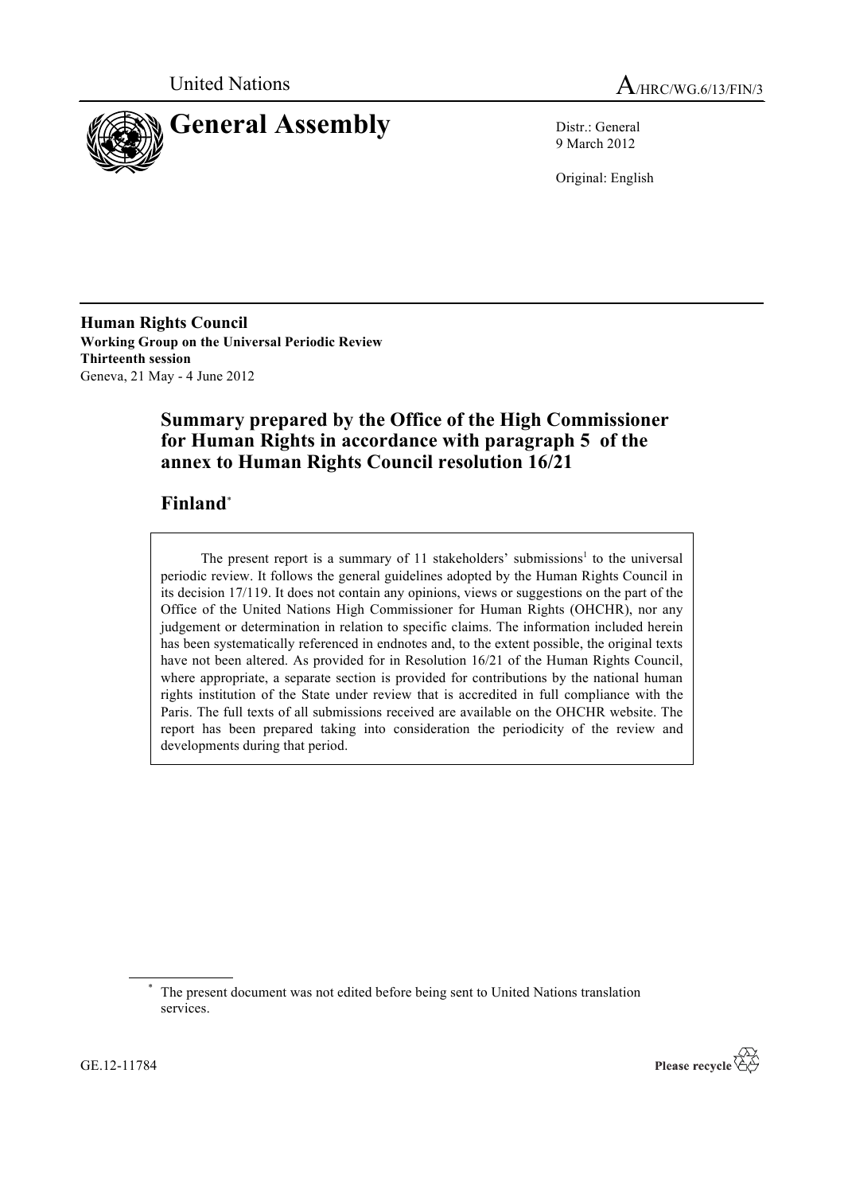United Nations

A/HRC/WG.6/13/FIN/3

# General Assembly

Distr.: General
9 March 2012

Original: English

**Human Rights Council**
**Working Group on the Universal Periodic Review**
**Thirteenth session**
Geneva, 21 May - 4 June 2012

## Summary prepared by the Office of the High Commissioner for Human Rights in accordance with paragraph 5 of the annex to Human Rights Council resolution 16/21

## Finland*

The present report is a summary of 11 stakeholders' submissions[1] to the universal periodic review. It follows the general guidelines adopted by the Human Rights Council in its decision 17/119. It does not contain any opinions, views or suggestions on the part of the Office of the United Nations High Commissioner for Human Rights (OHCHR), nor any judgement or determination in relation to specific claims. The information included herein has been systematically referenced in endnotes and, to the extent possible, the original texts have not been altered. As provided for in Resolution 16/21 of the Human Rights Council, where appropriate, a separate section is provided for contributions by the national human rights institution of the State under review that is accredited in full compliance with the Paris. The full texts of all submissions received are available on the OHCHR website. The report has been prepared taking into consideration the periodicity of the review and developments during that period.

\* The present document was not edited before being sent to United Nations translation services.

GE.12-11784

Please recycle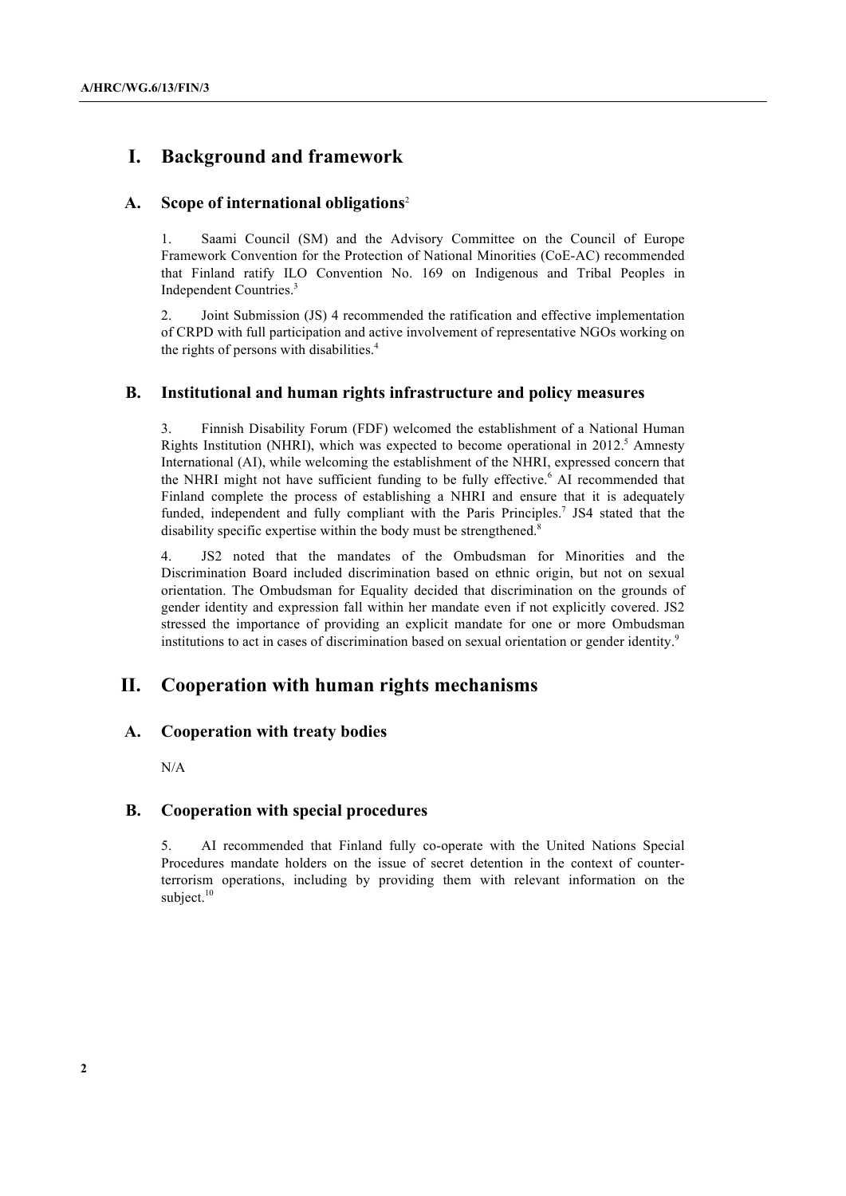# I. Background and framework

## A. Scope of international obligations[2]

1. Saami Council (SM) and the Advisory Committee on the Council of Europe Framework Convention for the Protection of National Minorities (CoE-AC) recommended that Finland ratify ILO Convention No. 169 on Indigenous and Tribal Peoples in Independent Countries.[3]

2. Joint Submission (JS) 4 recommended the ratification and effective implementation of CRPD with full participation and active involvement of representative NGOs working on the rights of persons with disabilities.[4]

## B. Institutional and human rights infrastructure and policy measures

3. Finnish Disability Forum (FDF) welcomed the establishment of a National Human Rights Institution (NHRI), which was expected to become operational in 2012.[5] Amnesty International (AI), while welcoming the establishment of the NHRI, expressed concern that the NHRI might not have sufficient funding to be fully effective.[6] AI recommended that Finland complete the process of establishing a NHRI and ensure that it is adequately funded, independent and fully compliant with the Paris Principles.[7] JS4 stated that the disability specific expertise within the body must be strengthened.[8]

4. JS2 noted that the mandates of the Ombudsman for Minorities and the Discrimination Board included discrimination based on ethnic origin, but not on sexual orientation. The Ombudsman for Equality decided that discrimination on the grounds of gender identity and expression fall within her mandate even if not explicitly covered. JS2 stressed the importance of providing an explicit mandate for one or more Ombudsman institutions to act in cases of discrimination based on sexual orientation or gender identity.[9]

# II. Cooperation with human rights mechanisms

## A. Cooperation with treaty bodies

N/A

## B. Cooperation with special procedures

5. AI recommended that Finland fully co-operate with the United Nations Special Procedures mandate holders on the issue of secret detention in the context of counter-terrorism operations, including by providing them with relevant information on the subject.[10]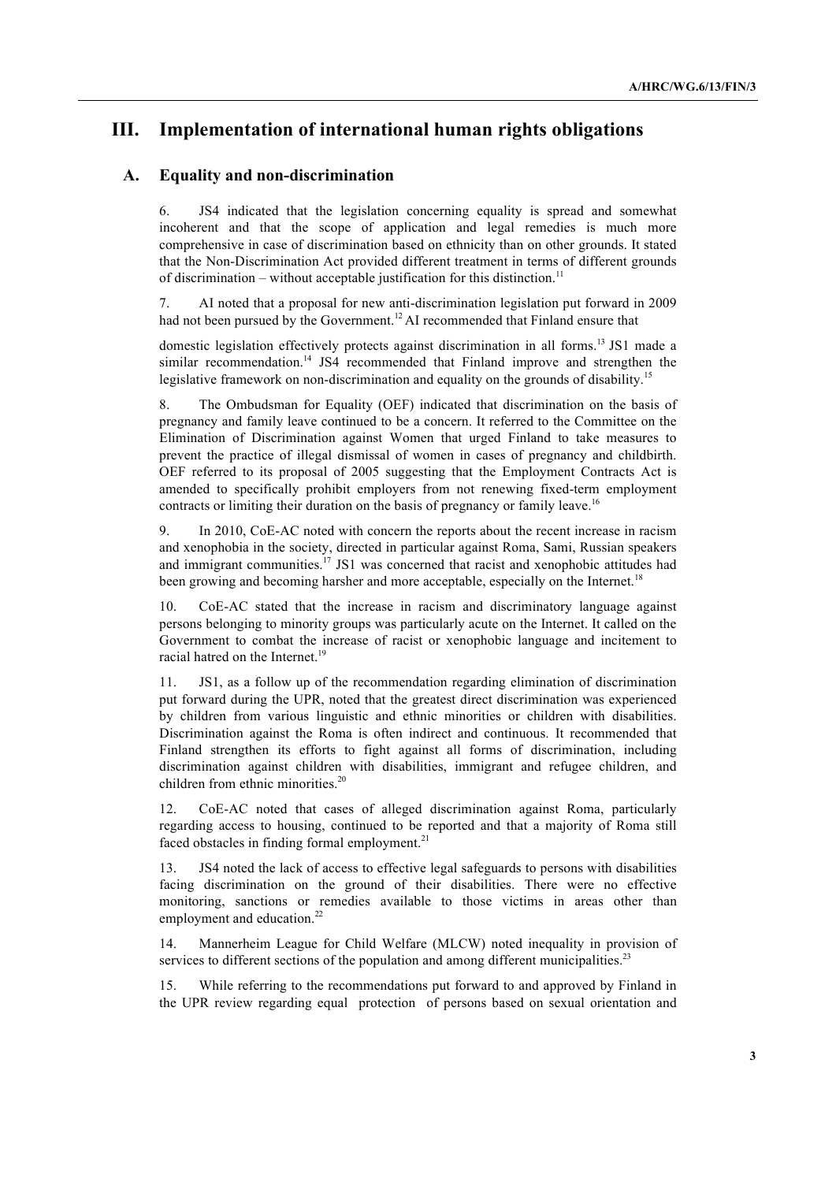# III. Implementation of international human rights obligations

## A. Equality and non-discrimination

6. JS4 indicated that the legislation concerning equality is spread and somewhat incoherent and that the scope of application and legal remedies is much more comprehensive in case of discrimination based on ethnicity than on other grounds. It stated that the Non-Discrimination Act provided different treatment in terms of different grounds of discrimination – without acceptable justification for this distinction.[11]

7. AI noted that a proposal for new anti-discrimination legislation put forward in 2009 had not been pursued by the Government.[12] AI recommended that Finland ensure that domestic legislation effectively protects against discrimination in all forms.[13] JS1 made a similar recommendation.[14] JS4 recommended that Finland improve and strengthen the legislative framework on non-discrimination and equality on the grounds of disability.[15]

8. The Ombudsman for Equality (OEF) indicated that discrimination on the basis of pregnancy and family leave continued to be a concern. It referred to the Committee on the Elimination of Discrimination against Women that urged Finland to take measures to prevent the practice of illegal dismissal of women in cases of pregnancy and childbirth. OEF referred to its proposal of 2005 suggesting that the Employment Contracts Act is amended to specifically prohibit employers from not renewing fixed-term employment contracts or limiting their duration on the basis of pregnancy or family leave.[16]

9. In 2010, CoE-AC noted with concern the reports about the recent increase in racism and xenophobia in the society, directed in particular against Roma, Sami, Russian speakers and immigrant communities.[17] JS1 was concerned that racist and xenophobic attitudes had been growing and becoming harsher and more acceptable, especially on the Internet.[18]

10. CoE-AC stated that the increase in racism and discriminatory language against persons belonging to minority groups was particularly acute on the Internet. It called on the Government to combat the increase of racist or xenophobic language and incitement to racial hatred on the Internet.[19]

11. JS1, as a follow up of the recommendation regarding elimination of discrimination put forward during the UPR, noted that the greatest direct discrimination was experienced by children from various linguistic and ethnic minorities or children with disabilities. Discrimination against the Roma is often indirect and continuous. It recommended that Finland strengthen its efforts to fight against all forms of discrimination, including discrimination against children with disabilities, immigrant and refugee children, and children from ethnic minorities.[20]

12. CoE-AC noted that cases of alleged discrimination against Roma, particularly regarding access to housing, continued to be reported and that a majority of Roma still faced obstacles in finding formal employment.[21]

13. JS4 noted the lack of access to effective legal safeguards to persons with disabilities facing discrimination on the ground of their disabilities. There were no effective monitoring, sanctions or remedies available to those victims in areas other than employment and education.[22]

14. Mannerheim League for Child Welfare (MLCW) noted inequality in provision of services to different sections of the population and among different municipalities.[23]

15. While referring to the recommendations put forward to and approved by Finland in the UPR review regarding equal protection of persons based on sexual orientation and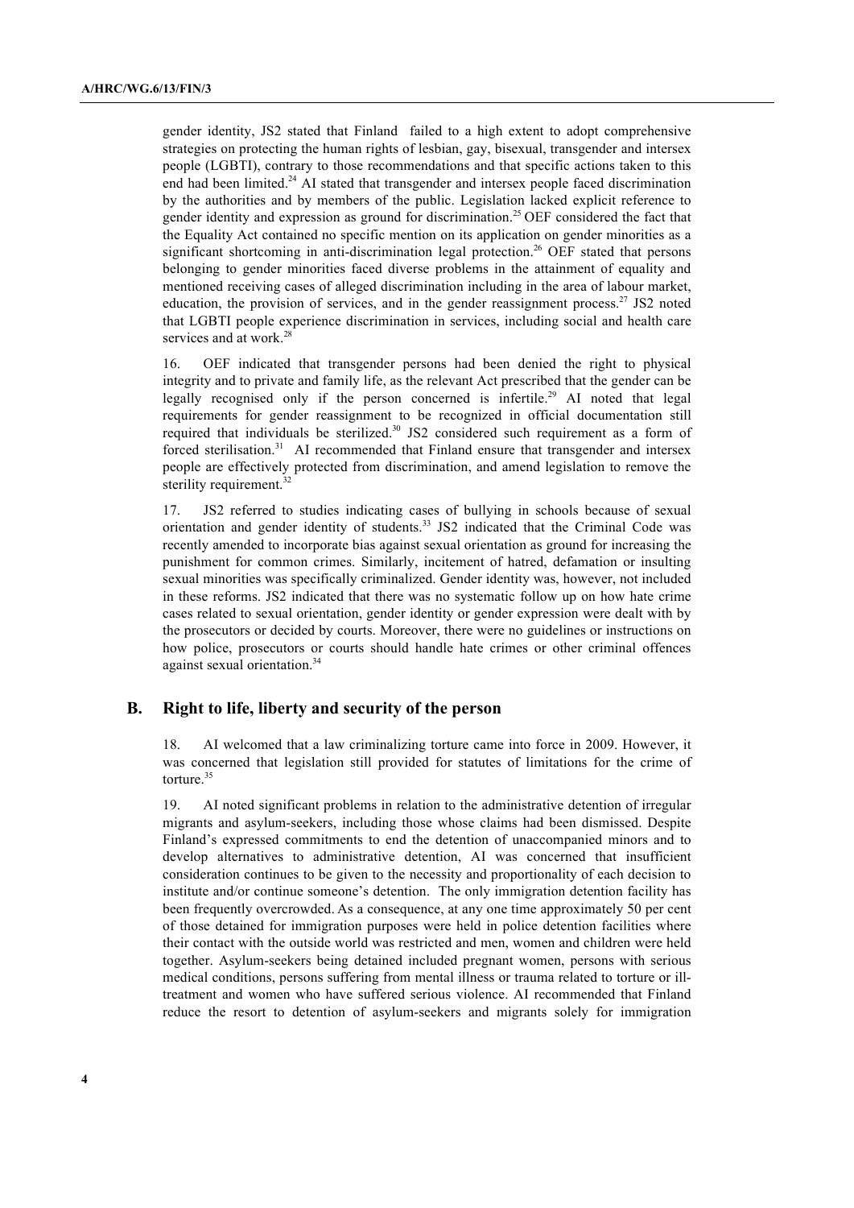gender identity, JS2 stated that Finland failed to a high extent to adopt comprehensive strategies on protecting the human rights of lesbian, gay, bisexual, transgender and intersex people (LGBTI), contrary to those recommendations and that specific actions taken to this end had been limited.[24] AI stated that transgender and intersex people faced discrimination by the authorities and by members of the public. Legislation lacked explicit reference to gender identity and expression as ground for discrimination.[25] OEF considered the fact that the Equality Act contained no specific mention on its application on gender minorities as a significant shortcoming in anti-discrimination legal protection.[26] OEF stated that persons belonging to gender minorities faced diverse problems in the attainment of equality and mentioned receiving cases of alleged discrimination including in the area of labour market, education, the provision of services, and in the gender reassignment process.[27] JS2 noted that LGBTI people experience discrimination in services, including social and health care services and at work.[28]

16. OEF indicated that transgender persons had been denied the right to physical integrity and to private and family life, as the relevant Act prescribed that the gender can be legally recognised only if the person concerned is infertile.[29] AI noted that legal requirements for gender reassignment to be recognized in official documentation still required that individuals be sterilized.[30] JS2 considered such requirement as a form of forced sterilisation.[31] AI recommended that Finland ensure that transgender and intersex people are effectively protected from discrimination, and amend legislation to remove the sterility requirement.[32]

17. JS2 referred to studies indicating cases of bullying in schools because of sexual orientation and gender identity of students.[33] JS2 indicated that the Criminal Code was recently amended to incorporate bias against sexual orientation as ground for increasing the punishment for common crimes. Similarly, incitement of hatred, defamation or insulting sexual minorities was specifically criminalized. Gender identity was, however, not included in these reforms. JS2 indicated that there was no systematic follow up on how hate crime cases related to sexual orientation, gender identity or gender expression were dealt with by the prosecutors or decided by courts. Moreover, there were no guidelines or instructions on how police, prosecutors or courts should handle hate crimes or other criminal offences against sexual orientation.[34]

## B. Right to life, liberty and security of the person

18. AI welcomed that a law criminalizing torture came into force in 2009. However, it was concerned that legislation still provided for statutes of limitations for the crime of torture.[35]

19. AI noted significant problems in relation to the administrative detention of irregular migrants and asylum-seekers, including those whose claims had been dismissed. Despite Finland's expressed commitments to end the detention of unaccompanied minors and to develop alternatives to administrative detention, AI was concerned that insufficient consideration continues to be given to the necessity and proportionality of each decision to institute and/or continue someone's detention. The only immigration detention facility has been frequently overcrowded. As a consequence, at any one time approximately 50 per cent of those detained for immigration purposes were held in police detention facilities where their contact with the outside world was restricted and men, women and children were held together. Asylum-seekers being detained included pregnant women, persons with serious medical conditions, persons suffering from mental illness or trauma related to torture or ill-treatment and women who have suffered serious violence. AI recommended that Finland reduce the resort to detention of asylum-seekers and migrants solely for immigration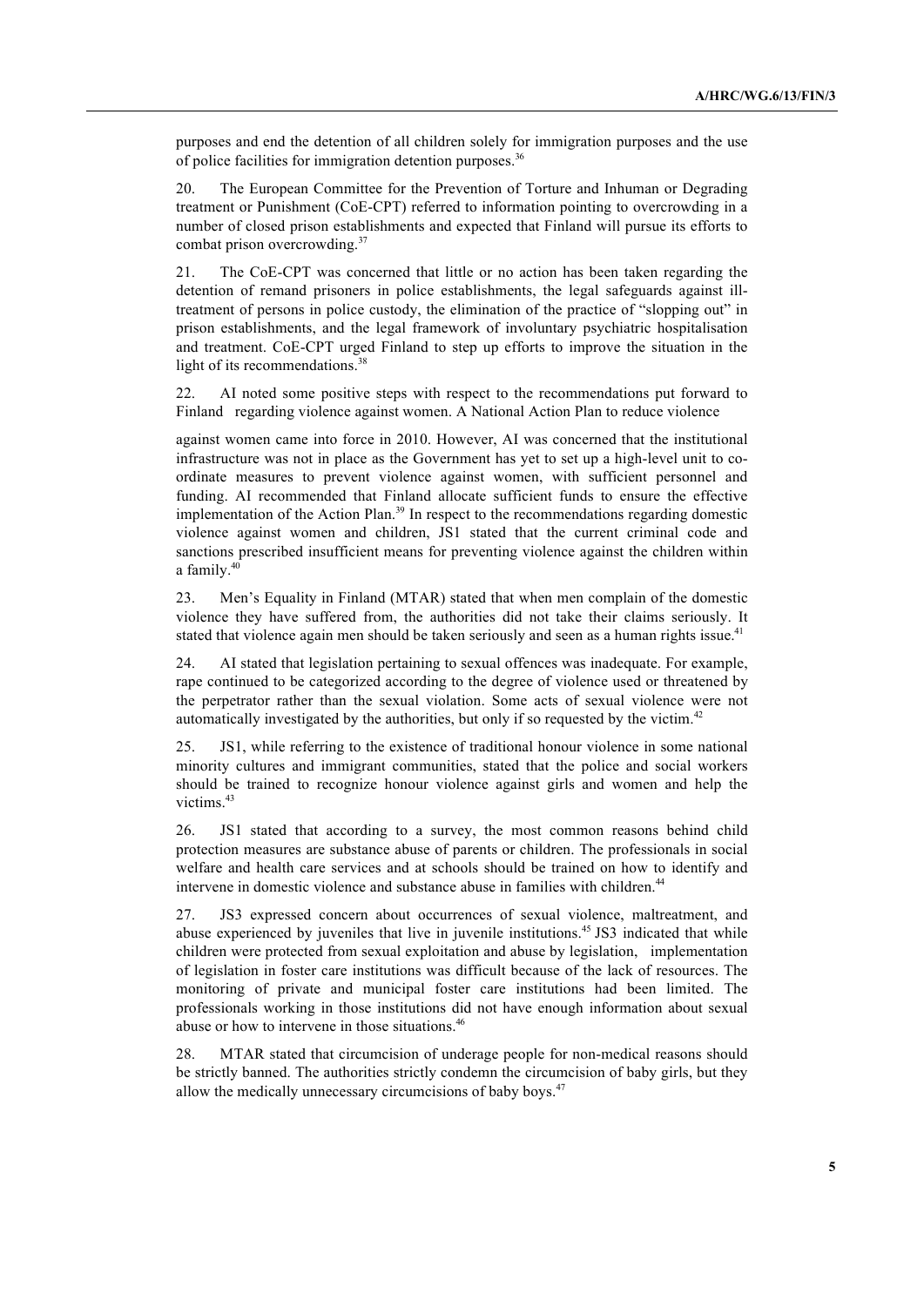purposes and end the detention of all children solely for immigration purposes and the use of police facilities for immigration detention purposes.[36]

20. The European Committee for the Prevention of Torture and Inhuman or Degrading treatment or Punishment (CoE-CPT) referred to information pointing to overcrowding in a number of closed prison establishments and expected that Finland will pursue its efforts to combat prison overcrowding.[37]

21. The CoE-CPT was concerned that little or no action has been taken regarding the detention of remand prisoners in police establishments, the legal safeguards against ill-treatment of persons in police custody, the elimination of the practice of "slopping out" in prison establishments, and the legal framework of involuntary psychiatric hospitalisation and treatment. CoE-CPT urged Finland to step up efforts to improve the situation in the light of its recommendations.[38]

22. AI noted some positive steps with respect to the recommendations put forward to Finland regarding violence against women. A National Action Plan to reduce violence against women came into force in 2010. However, AI was concerned that the institutional infrastructure was not in place as the Government has yet to set up a high-level unit to co-ordinate measures to prevent violence against women, with sufficient personnel and funding. AI recommended that Finland allocate sufficient funds to ensure the effective implementation of the Action Plan.[39] In respect to the recommendations regarding domestic violence against women and children, JS1 stated that the current criminal code and sanctions prescribed insufficient means for preventing violence against the children within a family.[40]

23. Men's Equality in Finland (MTAR) stated that when men complain of the domestic violence they have suffered from, the authorities did not take their claims seriously. It stated that violence again men should be taken seriously and seen as a human rights issue.[41]

24. AI stated that legislation pertaining to sexual offences was inadequate. For example, rape continued to be categorized according to the degree of violence used or threatened by the perpetrator rather than the sexual violation. Some acts of sexual violence were not automatically investigated by the authorities, but only if so requested by the victim.[42]

25. JS1, while referring to the existence of traditional honour violence in some national minority cultures and immigrant communities, stated that the police and social workers should be trained to recognize honour violence against girls and women and help the victims.[43]

26. JS1 stated that according to a survey, the most common reasons behind child protection measures are substance abuse of parents or children. The professionals in social welfare and health care services and at schools should be trained on how to identify and intervene in domestic violence and substance abuse in families with children.[44]

27. JS3 expressed concern about occurrences of sexual violence, maltreatment, and abuse experienced by juveniles that live in juvenile institutions.[45] JS3 indicated that while children were protected from sexual exploitation and abuse by legislation, implementation of legislation in foster care institutions was difficult because of the lack of resources. The monitoring of private and municipal foster care institutions had been limited. The professionals working in those institutions did not have enough information about sexual abuse or how to intervene in those situations.[46]

28. MTAR stated that circumcision of underage people for non-medical reasons should be strictly banned. The authorities strictly condemn the circumcision of baby girls, but they allow the medically unnecessary circumcisions of baby boys.[47]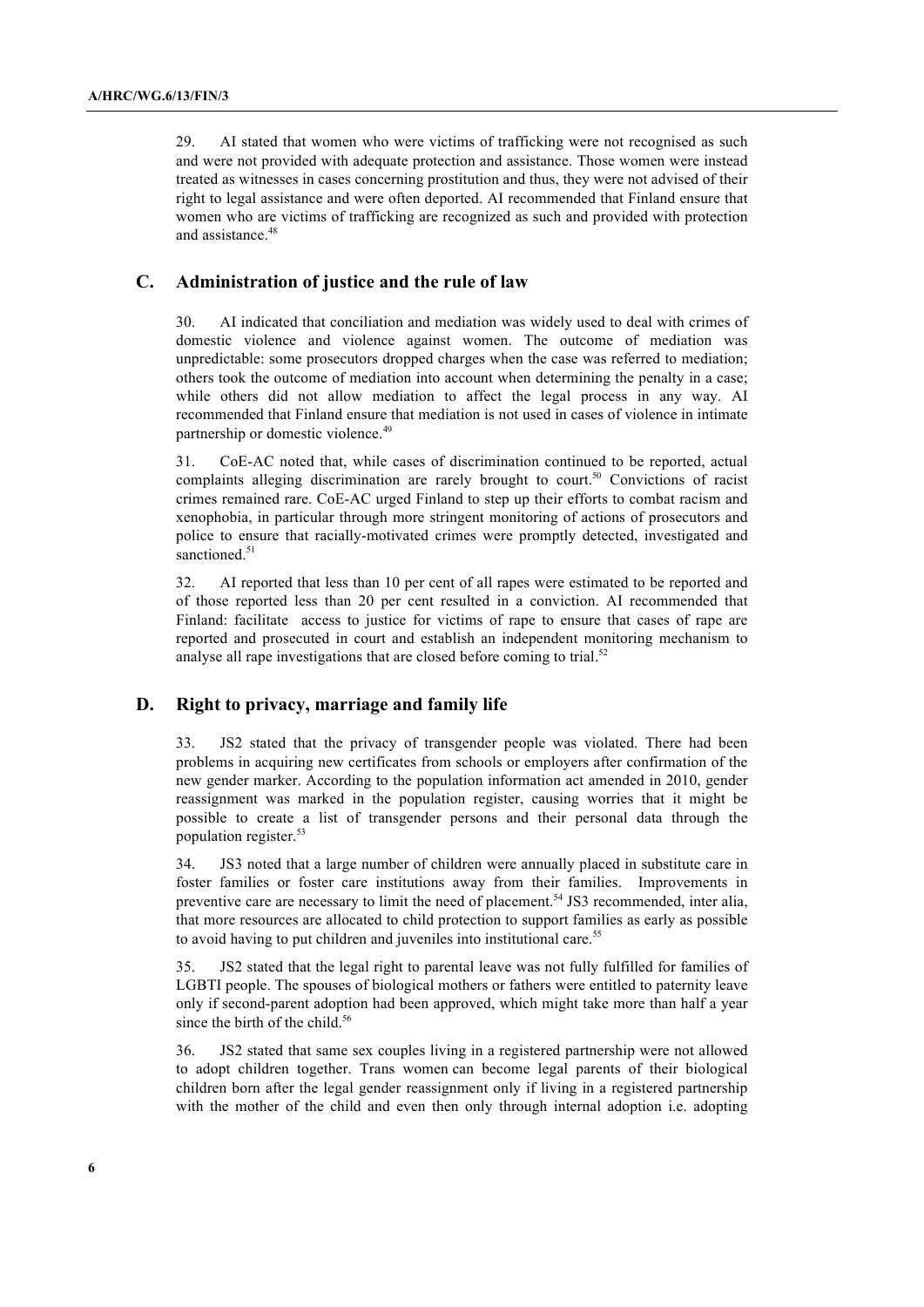29. AI stated that women who were victims of trafficking were not recognised as such and were not provided with adequate protection and assistance. Those women were instead treated as witnesses in cases concerning prostitution and thus, they were not advised of their right to legal assistance and were often deported. AI recommended that Finland ensure that women who are victims of trafficking are recognized as such and provided with protection and assistance.[48]

## C. Administration of justice and the rule of law

30. AI indicated that conciliation and mediation was widely used to deal with crimes of domestic violence and violence against women. The outcome of mediation was unpredictable: some prosecutors dropped charges when the case was referred to mediation; others took the outcome of mediation into account when determining the penalty in a case; while others did not allow mediation to affect the legal process in any way. AI recommended that Finland ensure that mediation is not used in cases of violence in intimate partnership or domestic violence.[49]

31. CoE-AC noted that, while cases of discrimination continued to be reported, actual complaints alleging discrimination are rarely brought to court.[50] Convictions of racist crimes remained rare. CoE-AC urged Finland to step up their efforts to combat racism and xenophobia, in particular through more stringent monitoring of actions of prosecutors and police to ensure that racially-motivated crimes were promptly detected, investigated and sanctioned.[51]

32. AI reported that less than 10 per cent of all rapes were estimated to be reported and of those reported less than 20 per cent resulted in a conviction. AI recommended that Finland: facilitate access to justice for victims of rape to ensure that cases of rape are reported and prosecuted in court and establish an independent monitoring mechanism to analyse all rape investigations that are closed before coming to trial.[52]

## D. Right to privacy, marriage and family life

33. JS2 stated that the privacy of transgender people was violated. There had been problems in acquiring new certificates from schools or employers after confirmation of the new gender marker. According to the population information act amended in 2010, gender reassignment was marked in the population register, causing worries that it might be possible to create a list of transgender persons and their personal data through the population register.[53]

34. JS3 noted that a large number of children were annually placed in substitute care in foster families or foster care institutions away from their families. Improvements in preventive care are necessary to limit the need of placement.[54] JS3 recommended, inter alia, that more resources are allocated to child protection to support families as early as possible to avoid having to put children and juveniles into institutional care.[55]

35. JS2 stated that the legal right to parental leave was not fully fulfilled for families of LGBTI people. The spouses of biological mothers or fathers were entitled to paternity leave only if second-parent adoption had been approved, which might take more than half a year since the birth of the child.[56]

36. JS2 stated that same sex couples living in a registered partnership were not allowed to adopt children together. Trans women can become legal parents of their biological children born after the legal gender reassignment only if living in a registered partnership with the mother of the child and even then only through internal adoption i.e. adopting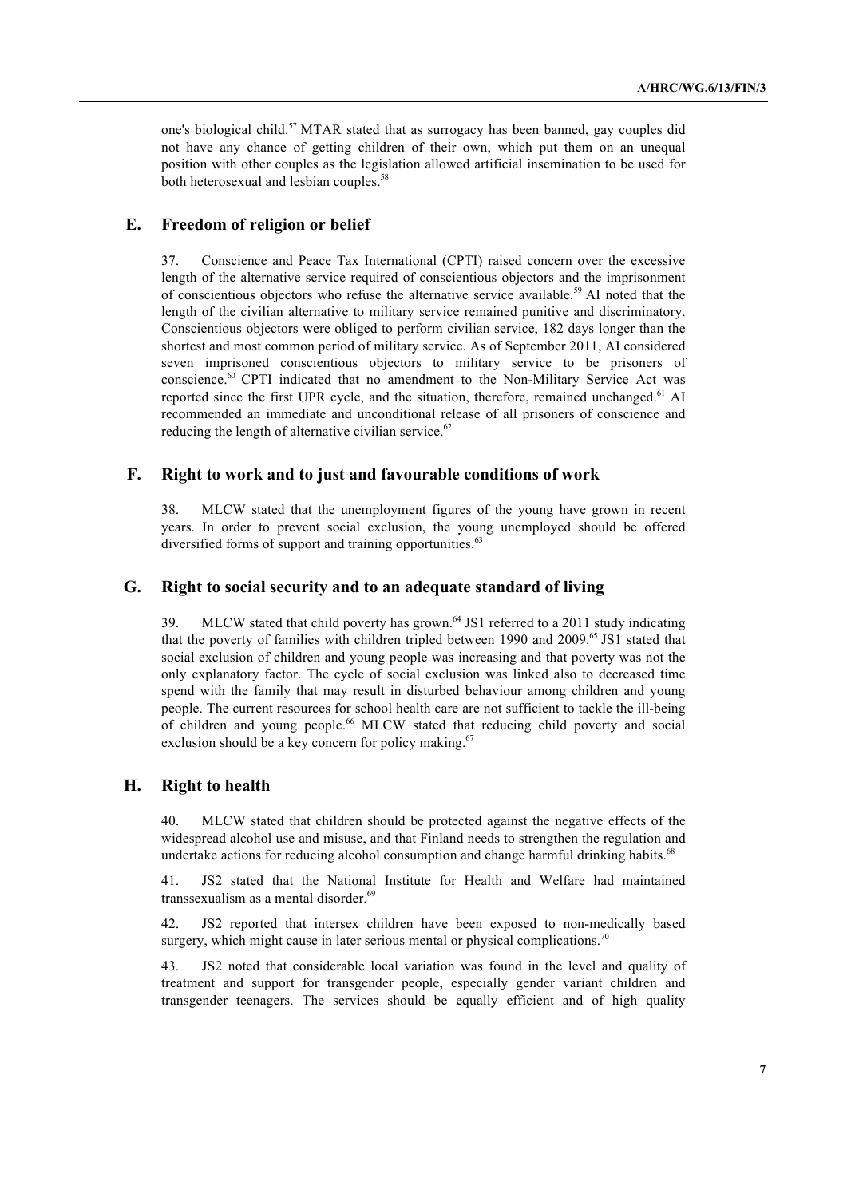one's biological child.[57] MTAR stated that as surrogacy has been banned, gay couples did not have any chance of getting children of their own, which put them on an unequal position with other couples as the legislation allowed artificial insemination to be used for both heterosexual and lesbian couples.[58]

## E. Freedom of religion or belief

37. Conscience and Peace Tax International (CPTI) raised concern over the excessive length of the alternative service required of conscientious objectors and the imprisonment of conscientious objectors who refuse the alternative service available.[59] AI noted that the length of the civilian alternative to military service remained punitive and discriminatory. Conscientious objectors were obliged to perform civilian service, 182 days longer than the shortest and most common period of military service. As of September 2011, AI considered seven imprisoned conscientious objectors to military service to be prisoners of conscience.[60] CPTI indicated that no amendment to the Non-Military Service Act was reported since the first UPR cycle, and the situation, therefore, remained unchanged.[61] AI recommended an immediate and unconditional release of all prisoners of conscience and reducing the length of alternative civilian service.[62]

## F. Right to work and to just and favourable conditions of work

38. MLCW stated that the unemployment figures of the young have grown in recent years. In order to prevent social exclusion, the young unemployed should be offered diversified forms of support and training opportunities.[63]

## G. Right to social security and to an adequate standard of living

39. MLCW stated that child poverty has grown.[64] JS1 referred to a 2011 study indicating that the poverty of families with children tripled between 1990 and 2009.[65] JS1 stated that social exclusion of children and young people was increasing and that poverty was not the only explanatory factor. The cycle of social exclusion was linked also to decreased time spend with the family that may result in disturbed behaviour among children and young people. The current resources for school health care are not sufficient to tackle the ill-being of children and young people.[66] MLCW stated that reducing child poverty and social exclusion should be a key concern for policy making.[67]

## H. Right to health

40. MLCW stated that children should be protected against the negative effects of the widespread alcohol use and misuse, and that Finland needs to strengthen the regulation and undertake actions for reducing alcohol consumption and change harmful drinking habits.[68]

41. JS2 stated that the National Institute for Health and Welfare had maintained transsexualism as a mental disorder.[69]

42. JS2 reported that intersex children have been exposed to non-medically based surgery, which might cause in later serious mental or physical complications.[70]

43. JS2 noted that considerable local variation was found in the level and quality of treatment and support for transgender people, especially gender variant children and transgender teenagers. The services should be equally efficient and of high quality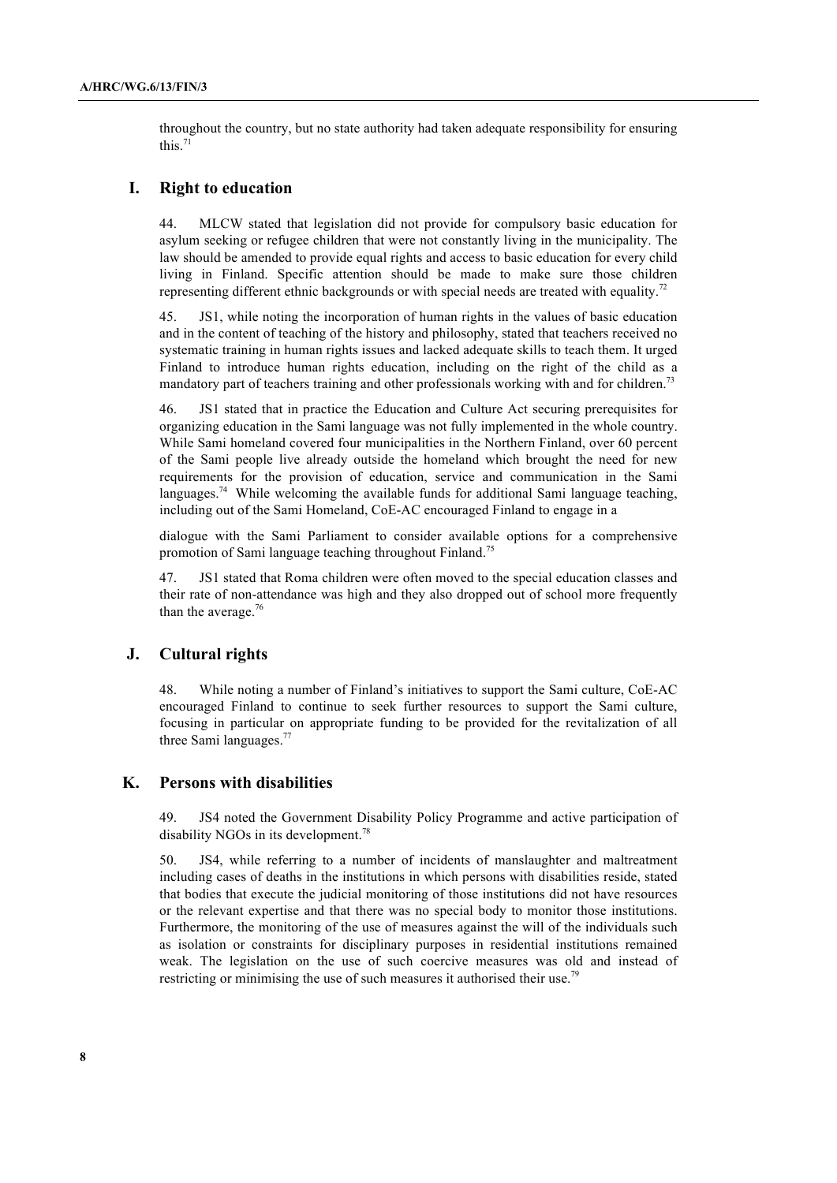throughout the country, but no state authority had taken adequate responsibility for ensuring this.[71]

## I. Right to education

44. MLCW stated that legislation did not provide for compulsory basic education for asylum seeking or refugee children that were not constantly living in the municipality. The law should be amended to provide equal rights and access to basic education for every child living in Finland. Specific attention should be made to make sure those children representing different ethnic backgrounds or with special needs are treated with equality.[72]

45. JS1, while noting the incorporation of human rights in the values of basic education and in the content of teaching of the history and philosophy, stated that teachers received no systematic training in human rights issues and lacked adequate skills to teach them. It urged Finland to introduce human rights education, including on the right of the child as a mandatory part of teachers training and other professionals working with and for children.[73]

46. JS1 stated that in practice the Education and Culture Act securing prerequisites for organizing education in the Sami language was not fully implemented in the whole country. While Sami homeland covered four municipalities in the Northern Finland, over 60 percent of the Sami people live already outside the homeland which brought the need for new requirements for the provision of education, service and communication in the Sami languages.[74] While welcoming the available funds for additional Sami language teaching, including out of the Sami Homeland, CoE-AC encouraged Finland to engage in a dialogue with the Sami Parliament to consider available options for a comprehensive promotion of Sami language teaching throughout Finland.[75]

47. JS1 stated that Roma children were often moved to the special education classes and their rate of non-attendance was high and they also dropped out of school more frequently than the average.[76]

## J. Cultural rights

48. While noting a number of Finland's initiatives to support the Sami culture, CoE-AC encouraged Finland to continue to seek further resources to support the Sami culture, focusing in particular on appropriate funding to be provided for the revitalization of all three Sami languages.[77]

## K. Persons with disabilities

49. JS4 noted the Government Disability Policy Programme and active participation of disability NGOs in its development.[78]

50. JS4, while referring to a number of incidents of manslaughter and maltreatment including cases of deaths in the institutions in which persons with disabilities reside, stated that bodies that execute the judicial monitoring of those institutions did not have resources or the relevant expertise and that there was no special body to monitor those institutions. Furthermore, the monitoring of the use of measures against the will of the individuals such as isolation or constraints for disciplinary purposes in residential institutions remained weak. The legislation on the use of such coercive measures was old and instead of restricting or minimising the use of such measures it authorised their use.[79]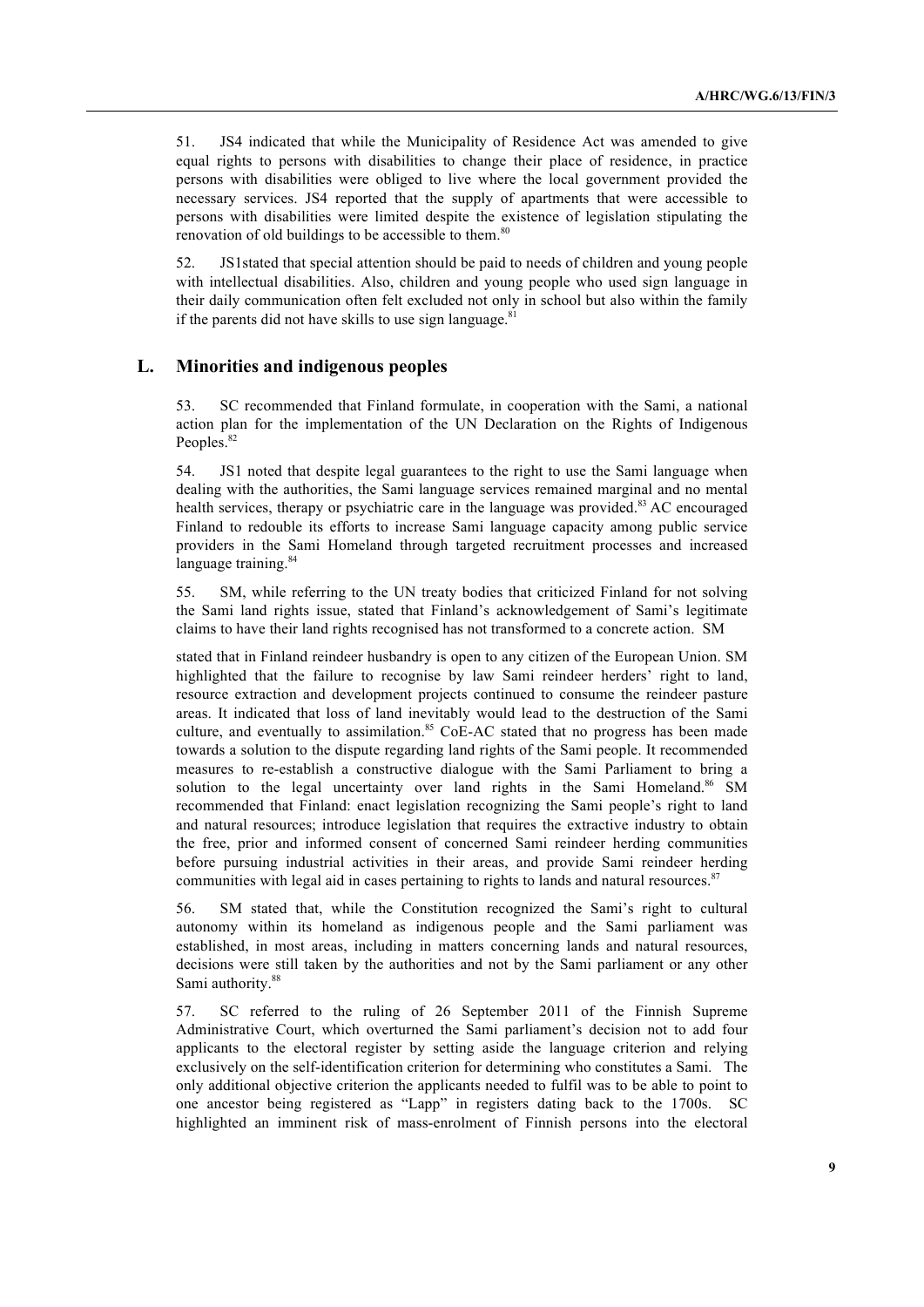51. JS4 indicated that while the Municipality of Residence Act was amended to give equal rights to persons with disabilities to change their place of residence, in practice persons with disabilities were obliged to live where the local government provided the necessary services. JS4 reported that the supply of apartments that were accessible to persons with disabilities were limited despite the existence of legislation stipulating the renovation of old buildings to be accessible to them.[80]

52. JS1stated that special attention should be paid to needs of children and young people with intellectual disabilities. Also, children and young people who used sign language in their daily communication often felt excluded not only in school but also within the family if the parents did not have skills to use sign language.[81]

## L. Minorities and indigenous peoples

53. SC recommended that Finland formulate, in cooperation with the Sami, a national action plan for the implementation of the UN Declaration on the Rights of Indigenous Peoples.[82]

54. JS1 noted that despite legal guarantees to the right to use the Sami language when dealing with the authorities, the Sami language services remained marginal and no mental health services, therapy or psychiatric care in the language was provided.[83] AC encouraged Finland to redouble its efforts to increase Sami language capacity among public service providers in the Sami Homeland through targeted recruitment processes and increased language training.[84]

55. SM, while referring to the UN treaty bodies that criticized Finland for not solving the Sami land rights issue, stated that Finland's acknowledgement of Sami's legitimate claims to have their land rights recognised has not transformed to a concrete action. SM stated that in Finland reindeer husbandry is open to any citizen of the European Union. SM highlighted that the failure to recognise by law Sami reindeer herders' right to land, resource extraction and development projects continued to consume the reindeer pasture areas. It indicated that loss of land inevitably would lead to the destruction of the Sami culture, and eventually to assimilation.[85] CoE-AC stated that no progress has been made towards a solution to the dispute regarding land rights of the Sami people. It recommended measures to re-establish a constructive dialogue with the Sami Parliament to bring a solution to the legal uncertainty over land rights in the Sami Homeland.[86] SM recommended that Finland: enact legislation recognizing the Sami people's right to land and natural resources; introduce legislation that requires the extractive industry to obtain the free, prior and informed consent of concerned Sami reindeer herding communities before pursuing industrial activities in their areas, and provide Sami reindeer herding communities with legal aid in cases pertaining to rights to lands and natural resources.[87]

56. SM stated that, while the Constitution recognized the Sami's right to cultural autonomy within its homeland as indigenous people and the Sami parliament was established, in most areas, including in matters concerning lands and natural resources, decisions were still taken by the authorities and not by the Sami parliament or any other Sami authority.[88]

57. SC referred to the ruling of 26 September 2011 of the Finnish Supreme Administrative Court, which overturned the Sami parliament's decision not to add four applicants to the electoral register by setting aside the language criterion and relying exclusively on the self-identification criterion for determining who constitutes a Sami. The only additional objective criterion the applicants needed to fulfil was to be able to point to one ancestor being registered as "Lapp" in registers dating back to the 1700s. SC highlighted an imminent risk of mass-enrolment of Finnish persons into the electoral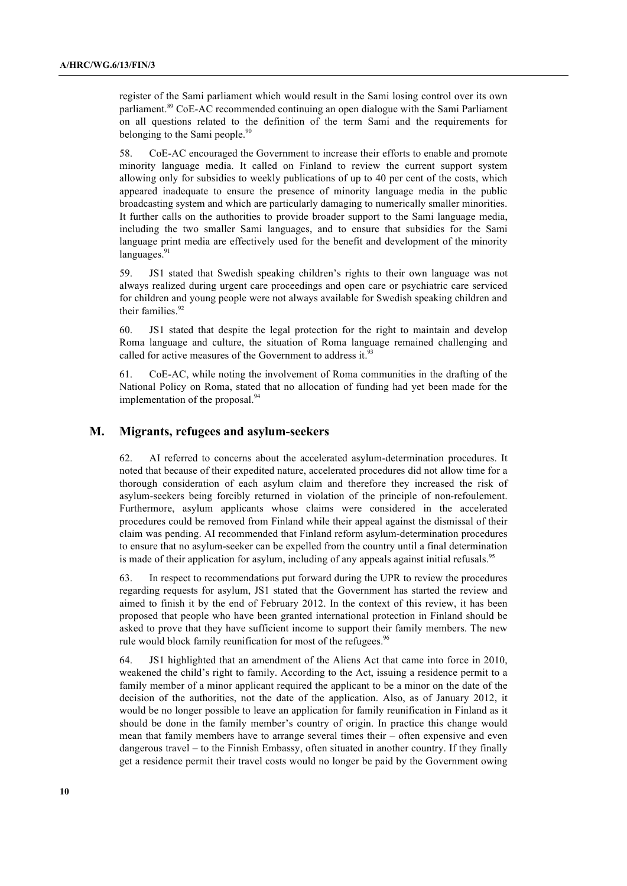register of the Sami parliament which would result in the Sami losing control over its own parliament.[89] CoE-AC recommended continuing an open dialogue with the Sami Parliament on all questions related to the definition of the term Sami and the requirements for belonging to the Sami people.[90]

58. CoE-AC encouraged the Government to increase their efforts to enable and promote minority language media. It called on Finland to review the current support system allowing only for subsidies to weekly publications of up to 40 per cent of the costs, which appeared inadequate to ensure the presence of minority language media in the public broadcasting system and which are particularly damaging to numerically smaller minorities. It further calls on the authorities to provide broader support to the Sami language media, including the two smaller Sami languages, and to ensure that subsidies for the Sami language print media are effectively used for the benefit and development of the minority languages.[91]

59. JS1 stated that Swedish speaking children's rights to their own language was not always realized during urgent care proceedings and open care or psychiatric care serviced for children and young people were not always available for Swedish speaking children and their families.[92]

60. JS1 stated that despite the legal protection for the right to maintain and develop Roma language and culture, the situation of Roma language remained challenging and called for active measures of the Government to address it.[93]

61. CoE-AC, while noting the involvement of Roma communities in the drafting of the National Policy on Roma, stated that no allocation of funding had yet been made for the implementation of the proposal.[94]

## M. Migrants, refugees and asylum-seekers

62. AI referred to concerns about the accelerated asylum-determination procedures. It noted that because of their expedited nature, accelerated procedures did not allow time for a thorough consideration of each asylum claim and therefore they increased the risk of asylum-seekers being forcibly returned in violation of the principle of non-refoulement. Furthermore, asylum applicants whose claims were considered in the accelerated procedures could be removed from Finland while their appeal against the dismissal of their claim was pending. AI recommended that Finland reform asylum-determination procedures to ensure that no asylum-seeker can be expelled from the country until a final determination is made of their application for asylum, including of any appeals against initial refusals.[95]

63. In respect to recommendations put forward during the UPR to review the procedures regarding requests for asylum, JS1 stated that the Government has started the review and aimed to finish it by the end of February 2012. In the context of this review, it has been proposed that people who have been granted international protection in Finland should be asked to prove that they have sufficient income to support their family members. The new rule would block family reunification for most of the refugees.[96]

64. JS1 highlighted that an amendment of the Aliens Act that came into force in 2010, weakened the child's right to family. According to the Act, issuing a residence permit to a family member of a minor applicant required the applicant to be a minor on the date of the decision of the authorities, not the date of the application. Also, as of January 2012, it would be no longer possible to leave an application for family reunification in Finland as it should be done in the family member's country of origin. In practice this change would mean that family members have to arrange several times their – often expensive and even dangerous travel – to the Finnish Embassy, often situated in another country. If they finally get a residence permit their travel costs would no longer be paid by the Government owing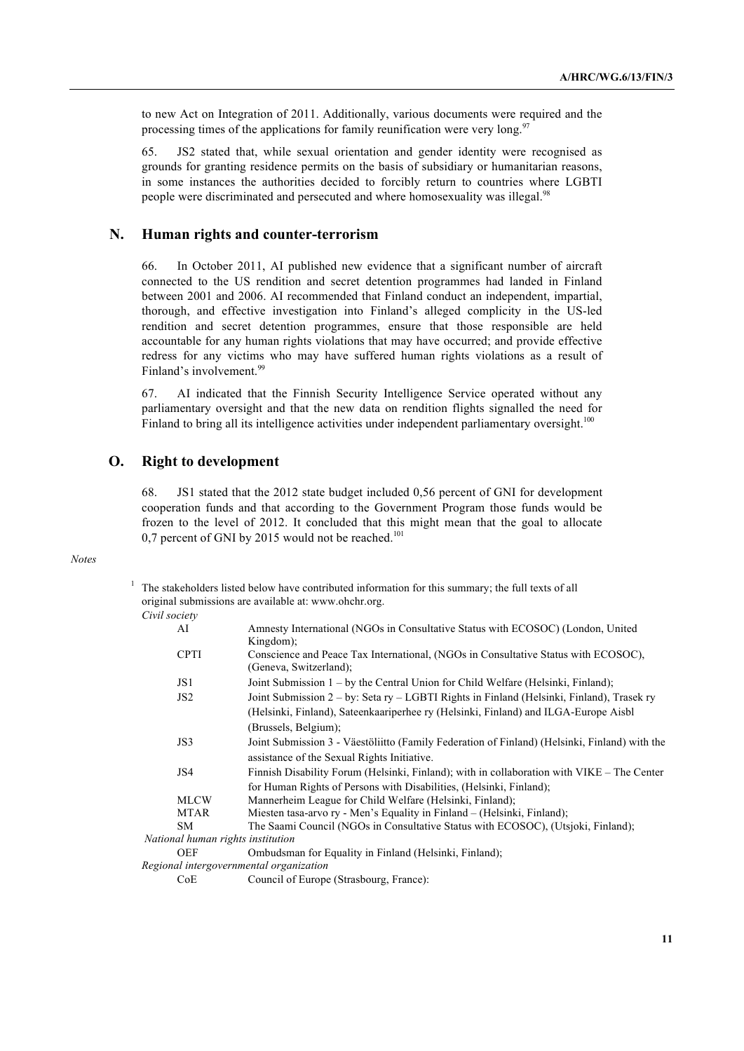to new Act on Integration of 2011. Additionally, various documents were required and the processing times of the applications for family reunification were very long.[97]

65. JS2 stated that, while sexual orientation and gender identity were recognised as grounds for granting residence permits on the basis of subsidiary or humanitarian reasons, in some instances the authorities decided to forcibly return to countries where LGBTI people were discriminated and persecuted and where homosexuality was illegal.[98]

## N. Human rights and counter-terrorism

66. In October 2011, AI published new evidence that a significant number of aircraft connected to the US rendition and secret detention programmes had landed in Finland between 2001 and 2006. AI recommended that Finland conduct an independent, impartial, thorough, and effective investigation into Finland's alleged complicity in the US-led rendition and secret detention programmes, ensure that those responsible are held accountable for any human rights violations that may have occurred; and provide effective redress for any victims who may have suffered human rights violations as a result of Finland's involvement.[99]

67. AI indicated that the Finnish Security Intelligence Service operated without any parliamentary oversight and that the new data on rendition flights signalled the need for Finland to bring all its intelligence activities under independent parliamentary oversight.[100]

## O. Right to development

68. JS1 stated that the 2012 state budget included 0,56 percent of GNI for development cooperation funds and that according to the Government Program those funds would be frozen to the level of 2012. It concluded that this might mean that the goal to allocate 0,7 percent of GNI by 2015 would not be reached.[101]

*Notes*

[1] The stakeholders listed below have contributed information for this summary; the full texts of all original submissions are available at: www.ohchr.org.

*Civil society*

| | |
|---|---|
| AI | Amnesty International (NGOs in Consultative Status with ECOSOC) (London, United Kingdom); |
| CPTI | Conscience and Peace Tax International, (NGOs in Consultative Status with ECOSOC), (Geneva, Switzerland); |
| JS1 | Joint Submission 1 – by the Central Union for Child Welfare (Helsinki, Finland); |
| JS2 | Joint Submission 2 – by: Seta ry – LGBTI Rights in Finland (Helsinki, Finland), Trasek ry (Helsinki, Finland), Sateenkaariperhee ry (Helsinki, Finland) and ILGA-Europe Aisbl (Brussels, Belgium); |
| JS3 | Joint Submission 3 - Väestöliitto (Family Federation of Finland) (Helsinki, Finland) with the assistance of the Sexual Rights Initiative. |
| JS4 | Finnish Disability Forum (Helsinki, Finland); with in collaboration with VIKE – The Center for Human Rights of Persons with Disabilities, (Helsinki, Finland); |
| MLCW | Mannerheim League for Child Welfare (Helsinki, Finland); |
| MTAR | Miesten tasa-arvo ry - Men's Equality in Finland – (Helsinki, Finland); |
| SM | The Saami Council (NGOs in Consultative Status with ECOSOC), (Utsjoki, Finland); |

*National human rights institution*

| | |
|---|---|
| OEF | Ombudsman for Equality in Finland (Helsinki, Finland); |

*Regional intergovernmental organization*

| | |
|---|---|
| CoE | Council of Europe (Strasbourg, France): |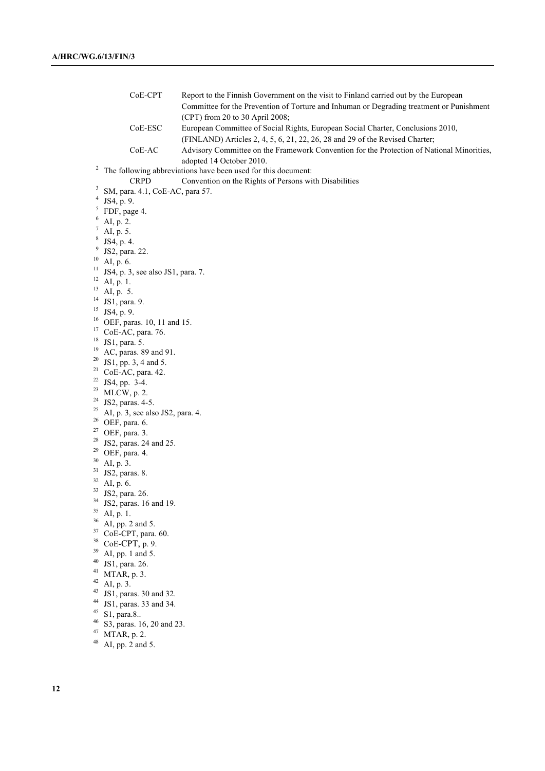| | |
|---|---|
| CoE-CPT | Report to the Finnish Government on the visit to Finland carried out by the European Committee for the Prevention of Torture and Inhuman or Degrading treatment or Punishment (CPT) from 20 to 30 April 2008; |
| CoE-ESC | European Committee of Social Rights, European Social Charter, Conclusions 2010, (FINLAND) Articles 2, 4, 5, 6, 21, 22, 26, 28 and 29 of the Revised Charter; |
| CoE-AC | Advisory Committee on the Framework Convention for the Protection of National Minorities, adopted 14 October 2010. |

[2] The following abbreviations have been used for this document:

| | |
|---|---|
| CRPD | Convention on the Rights of Persons with Disabilities |

[3] SM, para. 4.1, CoE-AC, para 57.
[4] JS4, p. 9.
[5] FDF, page 4.
[6] AI, p. 2.
[7] AI, p. 5.
[8] JS4, p. 4.
[9] JS2, para. 22.
[10] AI, p. 6.
[11] JS4, p. 3, see also JS1, para. 7.
[12] AI, p. 1.
[13] AI, p. 5.
[14] JS1, para. 9.
[15] JS4, p. 9.
[16] OEF, paras. 10, 11 and 15.
[17] CoE-AC, para. 76.
[18] JS1, para. 5.
[19] AC, paras. 89 and 91.
[20] JS1, pp. 3, 4 and 5.
[21] CoE-AC, para. 42.
[22] JS4, pp. 3-4.
[23] MLCW, p. 2.
[24] JS2, paras. 4-5.
[25] AI, p. 3, see also JS2, para. 4.
[26] OEF, para. 6.
[27] OEF, para. 3.
[28] JS2, paras. 24 and 25.
[29] OEF, para. 4.
[30] AI, p. 3.
[31] JS2, paras. 8.
[32] AI, p. 6.
[33] JS2, para. 26.
[34] JS2, paras. 16 and 19.
[35] AI, p. 1.
[36] AI, pp. 2 and 5.
[37] CoE-CPT, para. 60.
[38] CoE-CPT, p. 9.
[39] AI, pp. 1 and 5.
[40] JS1, para. 26.
[41] MTAR, p. 3.
[42] AI, p. 3.
[43] JS1, paras. 30 and 32.
[44] JS1, paras. 33 and 34.
[45] S1, para.8..
[46] S3, paras. 16, 20 and 23.
[47] MTAR, p. 2.
[48] AI, pp. 2 and 5.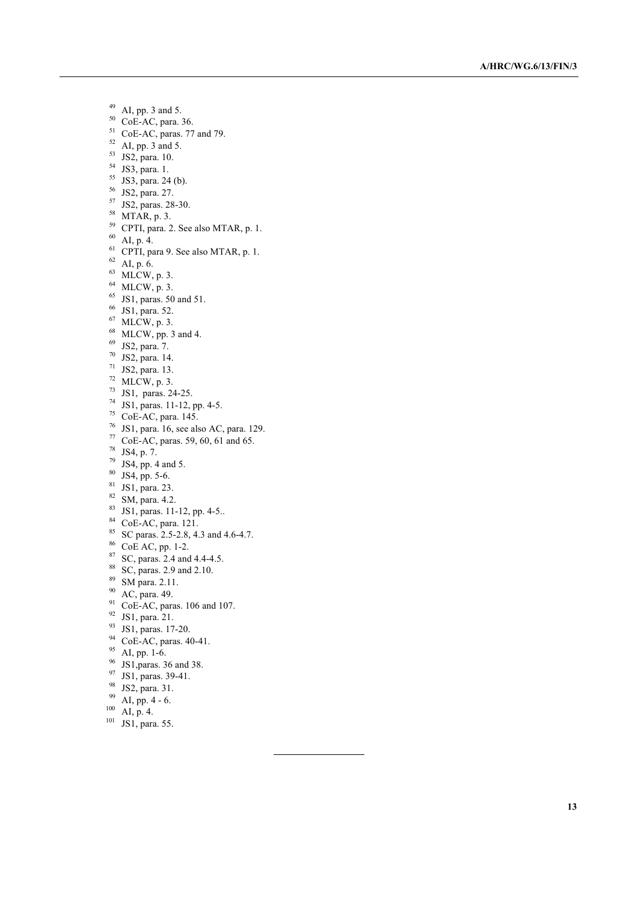[49] AI, pp. 3 and 5.
[50] CoE-AC, para. 36.
[51] CoE-AC, paras. 77 and 79.
[52] AI, pp. 3 and 5.
[53] JS2, para. 10.
[54] JS3, para. 1.
[55] JS3, para. 24 (b).
[56] JS2, para. 27.
[57] JS2, paras. 28-30.
[58] MTAR, p. 3.
[59] CPTI, para. 2. See also MTAR, p. 1.
[60] AI, p. 4.
[61] CPTI, para 9. See also MTAR, p. 1.
[62] AI, p. 6.
[63] MLCW, p. 3.
[64] MLCW, p. 3.
[65] JS1, paras. 50 and 51.
[66] JS1, para. 52.
[67] MLCW, p. 3.
[68] MLCW, pp. 3 and 4.
[69] JS2, para. 7.
[70] JS2, para. 14.
[71] JS2, para. 13.
[72] MLCW, p. 3.
[73] JS1, paras. 24-25.
[74] JS1, paras. 11-12, pp. 4-5.
[75] CoE-AC, para. 145.
[76] JS1, para. 16, see also AC, para. 129.
[77] CoE-AC, paras. 59, 60, 61 and 65.
[78] JS4, p. 7.
[79] JS4, pp. 4 and 5.
[80] JS4, pp. 5-6.
[81] JS1, para. 23.
[82] SM, para. 4.2.
[83] JS1, paras. 11-12, pp. 4-5..
[84] CoE-AC, para. 121.
[85] SC paras. 2.5-2.8, 4.3 and 4.6-4.7.
[86] CoE AC, pp. 1-2.
[87] SC, paras. 2.4 and 4.4-4.5.
[88] SC, paras. 2.9 and 2.10.
[89] SM para. 2.11.
[90] AC, para. 49.
[91] CoE-AC, paras. 106 and 107.
[92] JS1, para. 21.
[93] JS1, paras. 17-20.
[94] CoE-AC, paras. 40-41.
[95] AI, pp. 1-6.
[96] JS1,paras. 36 and 38.
[97] JS1, paras. 39-41.
[98] JS2, para. 31.
[99] AI, pp. 4 - 6.
[100] AI, p. 4.
[101] JS1, para. 55.